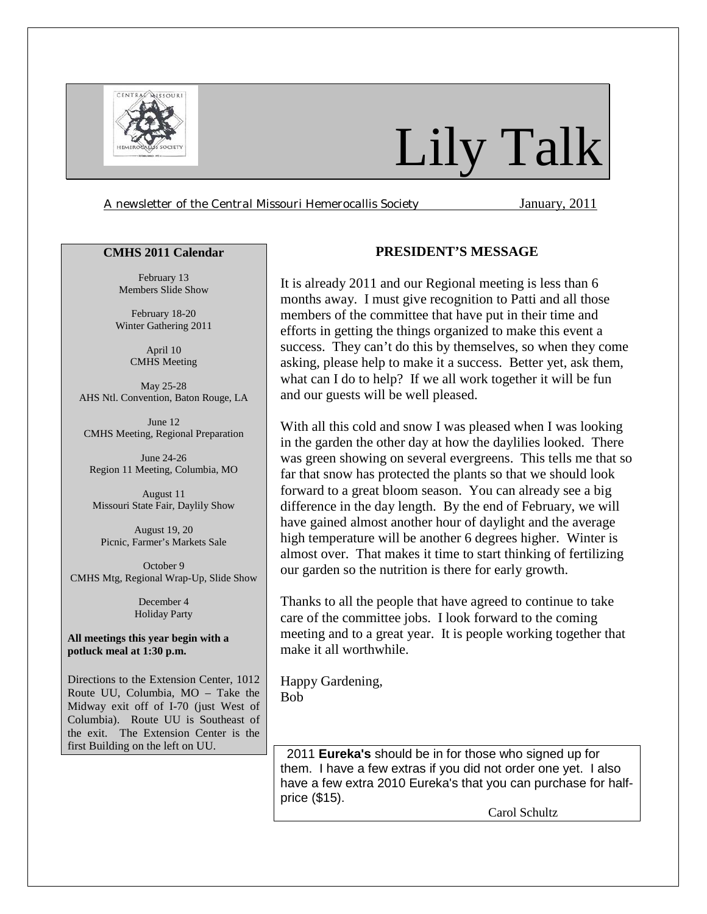# Lily Talk

A newsletter of the Central Missouri Hemerocallis Society January, 2011

### CMHS 2011 Calendar

February 13
Members Slide Show

February 18-20
Winter Gathering 2011

April 10
CMHS Meeting

May 25-28
AHS Ntl. Convention, Baton Rouge, LA

June 12
CMHS Meeting, Regional Preparation

June 24-26
Region 11 Meeting, Columbia, MO

August 11
Missouri State Fair, Daylily Show

August 19, 20
Picnic, Farmer's Markets Sale

October 9
CMHS Mtg, Regional Wrap-Up, Slide Show

December 4
Holiday Party

**All meetings this year begin with a potluck meal at 1:30 p.m.**

Directions to the Extension Center, 1012 Route UU, Columbia, MO – Take the Midway exit off of I-70 (just West of Columbia). Route UU is Southeast of the exit. The Extension Center is the first Building on the left on UU.

## PRESIDENT'S MESSAGE

It is already 2011 and our Regional meeting is less than 6 months away. I must give recognition to Patti and all those members of the committee that have put in their time and efforts in getting the things organized to make this event a success. They can't do this by themselves, so when they come asking, please help to make it a success. Better yet, ask them, what can I do to help? If we all work together it will be fun and our guests will be well pleased.

With all this cold and snow I was pleased when I was looking in the garden the other day at how the daylilies looked. There was green showing on several evergreens. This tells me that so far that snow has protected the plants so that we should look forward to a great bloom season. You can already see a big difference in the day length. By the end of February, we will have gained almost another hour of daylight and the average high temperature will be another 6 degrees higher. Winter is almost over. That makes it time to start thinking of fertilizing our garden so the nutrition is there for early growth.

Thanks to all the people that have agreed to continue to take care of the committee jobs. I look forward to the coming meeting and to a great year. It is people working together that make it all worthwhile.

Happy Gardening,
Bob

2011 **Eureka's** should be in for those who signed up for them. I have a few extras if you did not order one yet. I also have a few extra 2010 Eureka's that you can purchase for half-price ($15).

Carol Schultz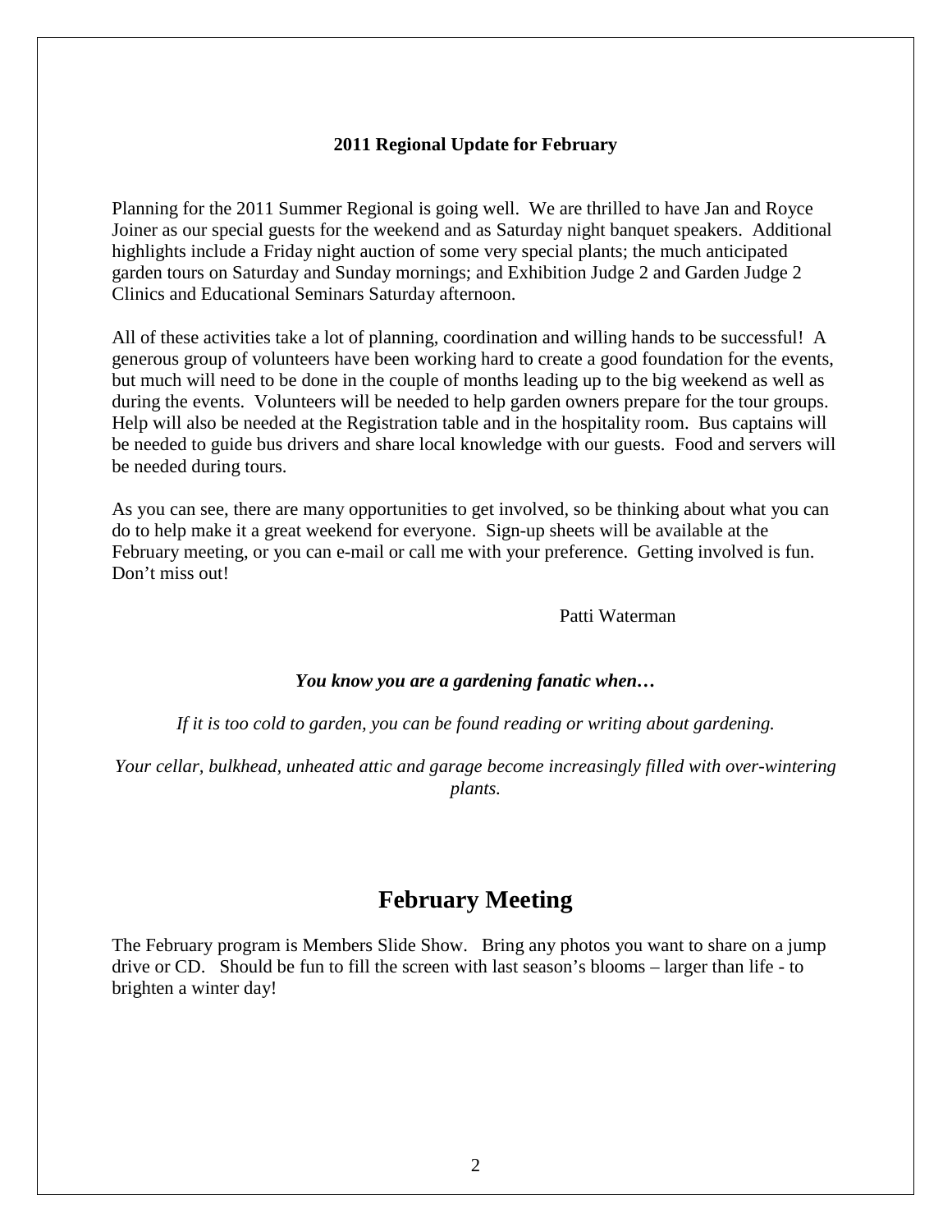**2011 Regional Update for February**

Planning for the 2011 Summer Regional is going well. We are thrilled to have Jan and Royce Joiner as our special guests for the weekend and as Saturday night banquet speakers. Additional highlights include a Friday night auction of some very special plants; the much anticipated garden tours on Saturday and Sunday mornings; and Exhibition Judge 2 and Garden Judge 2 Clinics and Educational Seminars Saturday afternoon.

All of these activities take a lot of planning, coordination and willing hands to be successful! A generous group of volunteers have been working hard to create a good foundation for the events, but much will need to be done in the couple of months leading up to the big weekend as well as during the events. Volunteers will be needed to help garden owners prepare for the tour groups. Help will also be needed at the Registration table and in the hospitality room. Bus captains will be needed to guide bus drivers and share local knowledge with our guests. Food and servers will be needed during tours.

As you can see, there are many opportunities to get involved, so be thinking about what you can do to help make it a great weekend for everyone. Sign-up sheets will be available at the February meeting, or you can e-mail or call me with your preference. Getting involved is fun. Don't miss out!

Patti Waterman

***You know you are a gardening fanatic when…***

*If it is too cold to garden, you can be found reading or writing about gardening.*

*Your cellar, bulkhead, unheated attic and garage become increasingly filled with over-wintering plants.*

## February Meeting

The February program is Members Slide Show. Bring any photos you want to share on a jump drive or CD. Should be fun to fill the screen with last season's blooms – larger than life - to brighten a winter day!